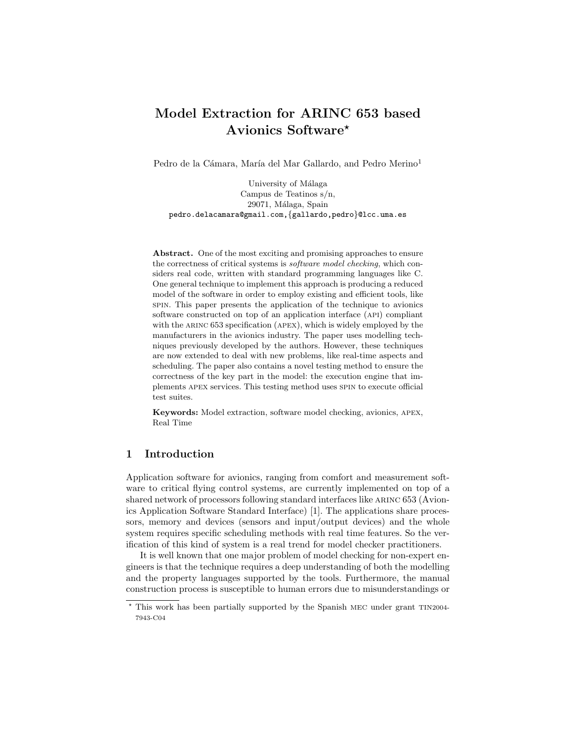# Model Extraction for ARINC 653 based Avionics Software*

Pedro de la Cámara, María del Mar Gallardo, and Pedro Merino[1]

University of Málaga
Campus de Teatinos s/n,
29071, Málaga, Spain
pedro.delacamara@gmail.com,{gallardo,pedro}@lcc.uma.es

**Abstract.** One of the most exciting and promising approaches to ensure the correctness of critical systems is *software model checking*, which considers real code, written with standard programming languages like C. One general technique to implement this approach is producing a reduced model of the software in order to employ existing and efficient tools, like SPIN. This paper presents the application of the technique to avionics software constructed on top of an application interface (API) compliant with the ARINC 653 specification (APEX), which is widely employed by the manufacturers in the avionics industry. The paper uses modelling techniques previously developed by the authors. However, these techniques are now extended to deal with new problems, like real-time aspects and scheduling. The paper also contains a novel testing method to ensure the correctness of the key part in the model: the execution engine that implements APEX services. This testing method uses SPIN to execute official test suites.

**Keywords:** Model extraction, software model checking, avionics, APEX, Real Time

## 1 Introduction

Application software for avionics, ranging from comfort and measurement software to critical flying control systems, are currently implemented on top of a shared network of processors following standard interfaces like ARINC 653 (Avionics Application Software Standard Interface) [1]. The applications share processors, memory and devices (sensors and input/output devices) and the whole system requires specific scheduling methods with real time features. So the verification of this kind of system is a real trend for model checker practitioners.

It is well known that one major problem of model checking for non-expert engineers is that the technique requires a deep understanding of both the modelling and the property languages supported by the tools. Furthermore, the manual construction process is susceptible to human errors due to misunderstandings or

* This work has been partially supported by the Spanish MEC under grant TIN2004-7943-C04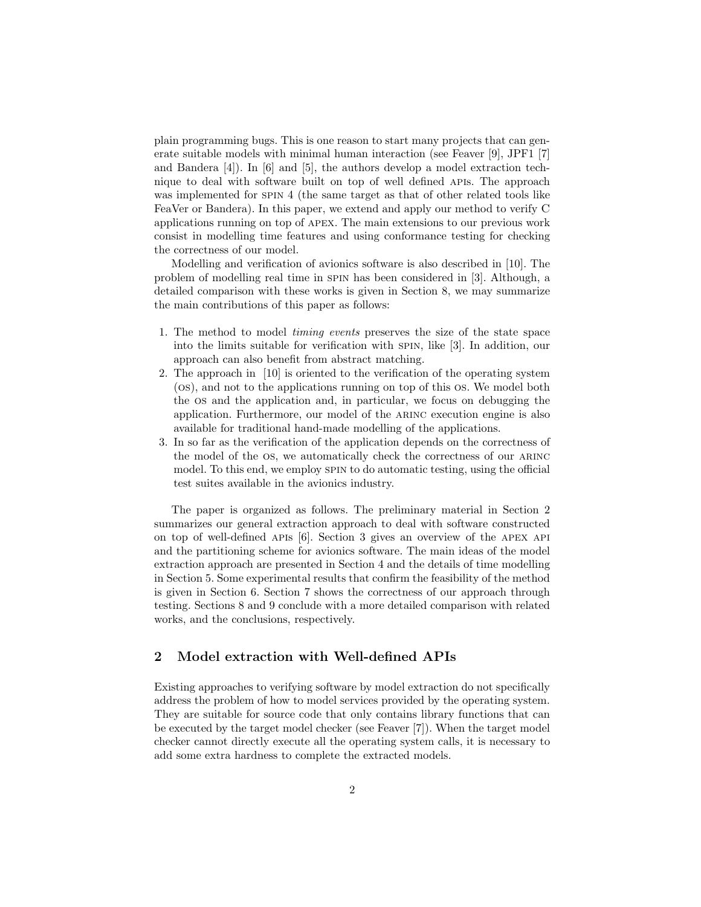plain programming bugs. This is one reason to start many projects that can generate suitable models with minimal human interaction (see Feaver [9], JPF1 [7] and Bandera [4]). In [6] and [5], the authors develop a model extraction technique to deal with software built on top of well defined APIs. The approach was implemented for SPIN 4 (the same target as that of other related tools like FeaVer or Bandera). In this paper, we extend and apply our method to verify C applications running on top of APEX. The main extensions to our previous work consist in modelling time features and using conformance testing for checking the correctness of our model.

Modelling and verification of avionics software is also described in [10]. The problem of modelling real time in SPIN has been considered in [3]. Although, a detailed comparison with these works is given in Section 8, we may summarize the main contributions of this paper as follows:

1. The method to model *timing events* preserves the size of the state space into the limits suitable for verification with SPIN, like [3]. In addition, our approach can also benefit from abstract matching.
2. The approach in [10] is oriented to the verification of the operating system (OS), and not to the applications running on top of this OS. We model both the OS and the application and, in particular, we focus on debugging the application. Furthermore, our model of the ARINC execution engine is also available for traditional hand-made modelling of the applications.
3. In so far as the verification of the application depends on the correctness of the model of the OS, we automatically check the correctness of our ARINC model. To this end, we employ SPIN to do automatic testing, using the official test suites available in the avionics industry.

The paper is organized as follows. The preliminary material in Section 2 summarizes our general extraction approach to deal with software constructed on top of well-defined APIs [6]. Section 3 gives an overview of the APEX API and the partitioning scheme for avionics software. The main ideas of the model extraction approach are presented in Section 4 and the details of time modelling in Section 5. Some experimental results that confirm the feasibility of the method is given in Section 6. Section 7 shows the correctness of our approach through testing. Sections 8 and 9 conclude with a more detailed comparison with related works, and the conclusions, respectively.

## 2 Model extraction with Well-defined APIs

Existing approaches to verifying software by model extraction do not specifically address the problem of how to model services provided by the operating system. They are suitable for source code that only contains library functions that can be executed by the target model checker (see Feaver [7]). When the target model checker cannot directly execute all the operating system calls, it is necessary to add some extra hardness to complete the extracted models.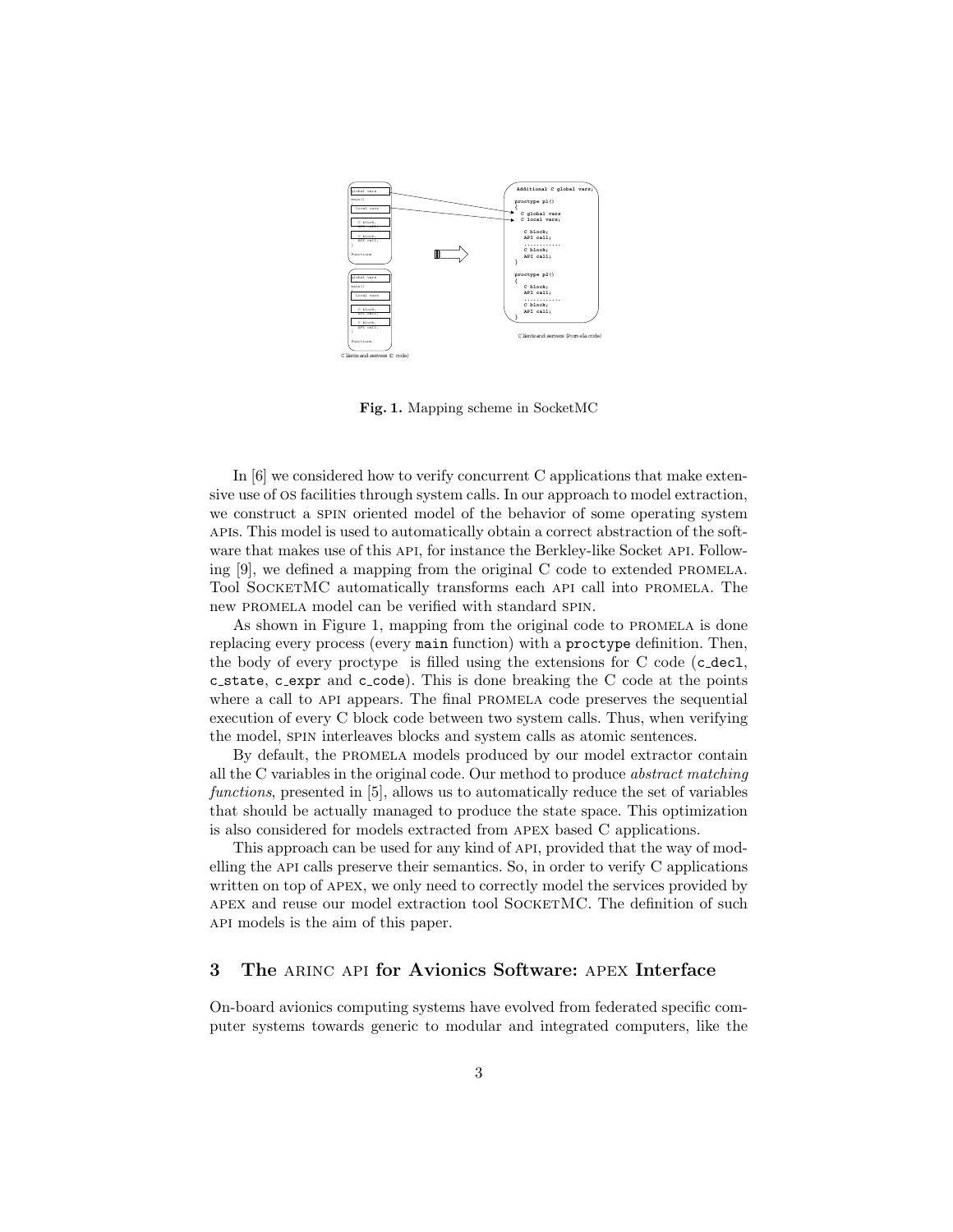Fig. 1. Mapping scheme in SocketMC

In [6] we considered how to verify concurrent C applications that make extensive use of OS facilities through system calls. In our approach to model extraction, we construct a SPIN oriented model of the behavior of some operating system APIs. This model is used to automatically obtain a correct abstraction of the software that makes use of this API, for instance the Berkley-like Socket API. Following [9], we defined a mapping from the original C code to extended PROMELA. Tool SOCKETMC automatically transforms each API call into PROMELA. The new PROMELA model can be verified with standard SPIN.

As shown in Figure 1, mapping from the original code to PROMELA is done replacing every process (every `main` function) with a `proctype` definition. Then, the body of every proctype is filled using the extensions for C code (`c_decl`, `c_state`, `c_expr` and `c_code`). This is done breaking the C code at the points where a call to API appears. The final PROMELA code preserves the sequential execution of every C block code between two system calls. Thus, when verifying the model, SPIN interleaves blocks and system calls as atomic sentences.

By default, the PROMELA models produced by our model extractor contain all the C variables in the original code. Our method to produce *abstract matching functions*, presented in [5], allows us to automatically reduce the set of variables that should be actually managed to produce the state space. This optimization is also considered for models extracted from APEX based C applications.

This approach can be used for any kind of API, provided that the way of modelling the API calls preserve their semantics. So, in order to verify C applications written on top of APEX, we only need to correctly model the services provided by APEX and reuse our model extraction tool SOCKETMC. The definition of such API models is the aim of this paper.

## 3 The ARINC API for Avionics Software: APEX Interface

On-board avionics computing systems have evolved from federated specific computer systems towards generic to modular and integrated computers, like the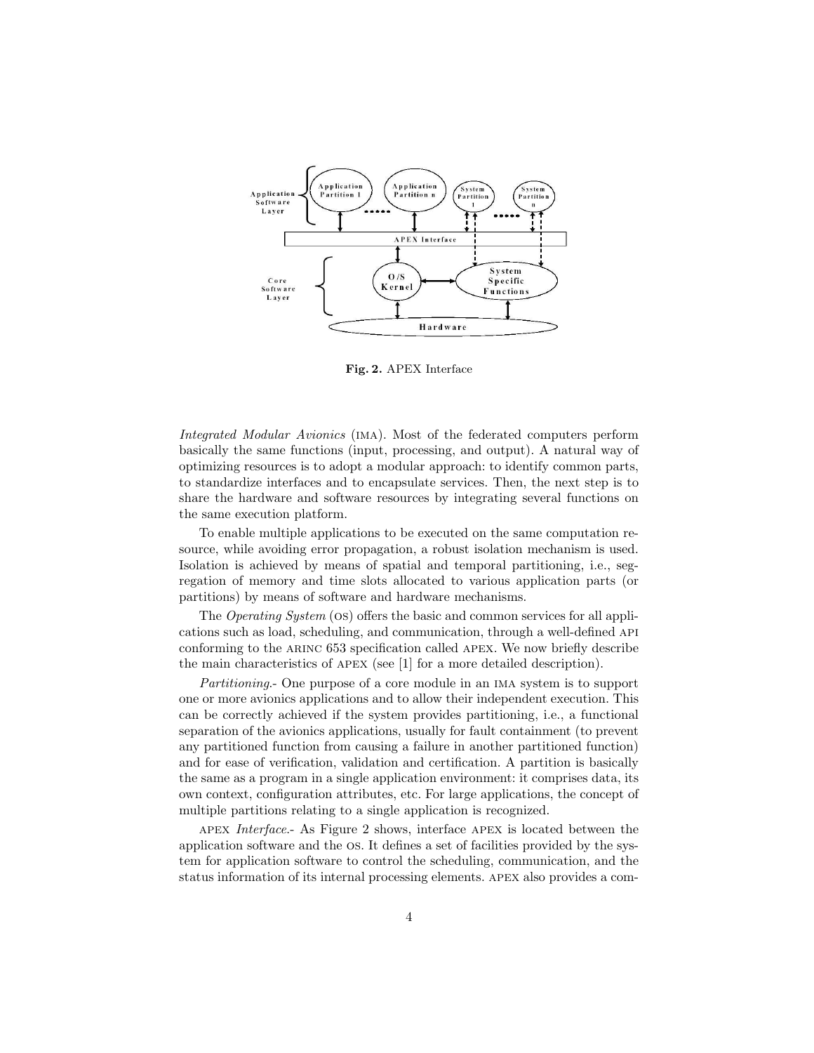Application Software Layer

Application Partition 1

Application Partition n

System Partition 1

System Partition n

APEX Interface

Core Software Layer

O/S Kernel

System Specific Functions

Hardware

**Fig. 2.** APEX Interface

*Integrated Modular Avionics* (IMA). Most of the federated computers perform basically the same functions (input, processing, and output). A natural way of optimizing resources is to adopt a modular approach: to identify common parts, to standardize interfaces and to encapsulate services. Then, the next step is to share the hardware and software resources by integrating several functions on the same execution platform.

To enable multiple applications to be executed on the same computation resource, while avoiding error propagation, a robust isolation mechanism is used. Isolation is achieved by means of spatial and temporal partitioning, i.e., segregation of memory and time slots allocated to various application parts (or partitions) by means of software and hardware mechanisms.

The *Operating System* (OS) offers the basic and common services for all applications such as load, scheduling, and communication, through a well-defined API conforming to the ARINC 653 specification called APEX. We now briefly describe the main characteristics of APEX (see [1] for a more detailed description).

*Partitioning*.- One purpose of a core module in an IMA system is to support one or more avionics applications and to allow their independent execution. This can be correctly achieved if the system provides partitioning, i.e., a functional separation of the avionics applications, usually for fault containment (to prevent any partitioned function from causing a failure in another partitioned function) and for ease of verification, validation and certification. A partition is basically the same as a program in a single application environment: it comprises data, its own context, configuration attributes, etc. For large applications, the concept of multiple partitions relating to a single application is recognized.

APEX *Interface*.- As Figure 2 shows, interface APEX is located between the application software and the OS. It defines a set of facilities provided by the system for application software to control the scheduling, communication, and the status information of its internal processing elements. APEX also provides a com-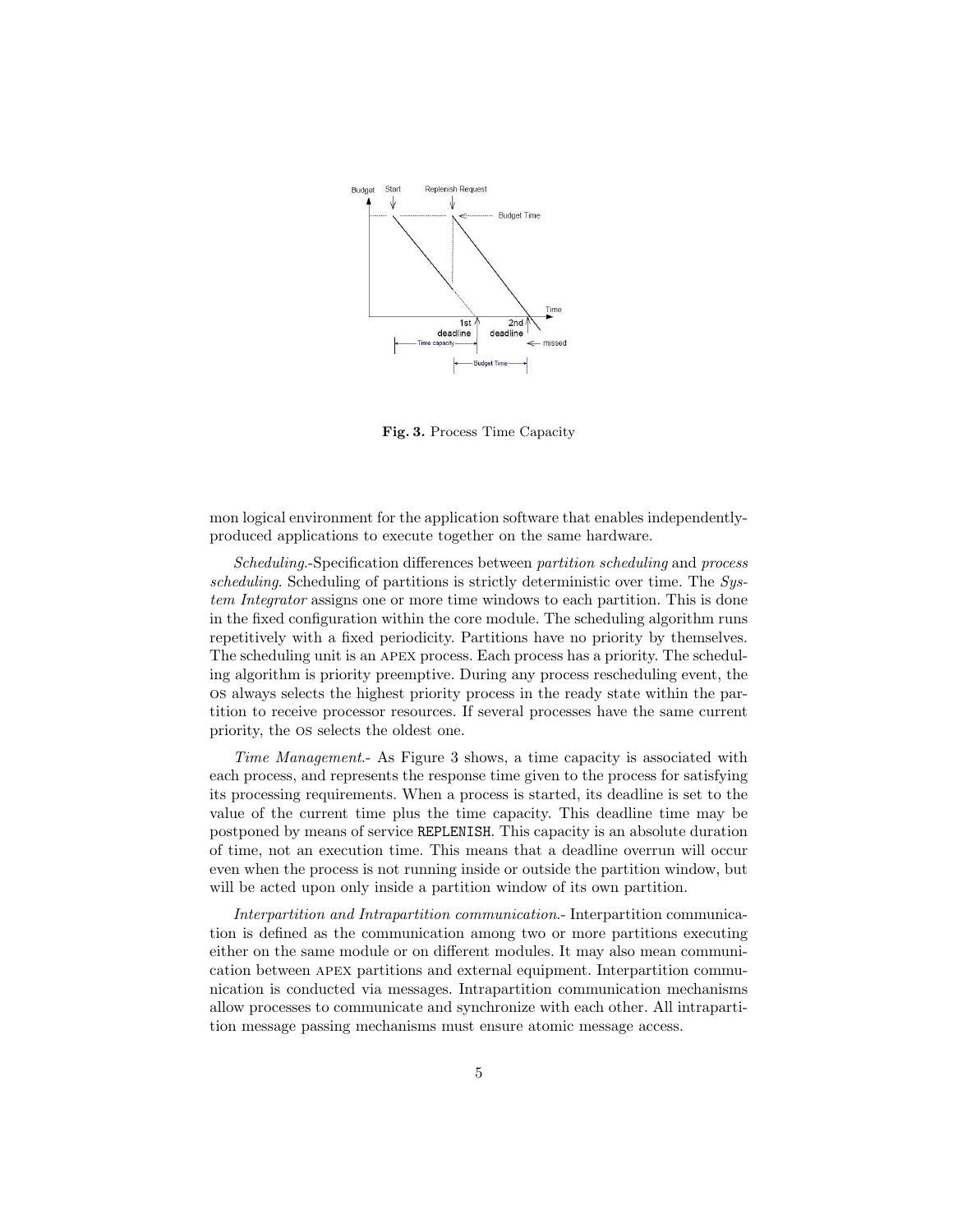Budget

Start

Replenish Request

Budget Time

Time

1st deadline

2nd deadline

Time capacity

missed

Budget Time

**Fig. 3.** Process Time Capacity

mon logical environment for the application software that enables independently-produced applications to execute together on the same hardware.

*Scheduling*.-Specification differences between *partition scheduling* and *process scheduling*. Scheduling of partitions is strictly deterministic over time. The *System Integrator* assigns one or more time windows to each partition. This is done in the fixed configuration within the core module. The scheduling algorithm runs repetitively with a fixed periodicity. Partitions have no priority by themselves. The scheduling unit is an APEX process. Each process has a priority. The scheduling algorithm is priority preemptive. During any process rescheduling event, the OS always selects the highest priority process in the ready state within the partition to receive processor resources. If several processes have the same current priority, the OS selects the oldest one.

*Time Management*.- As Figure 3 shows, a time capacity is associated with each process, and represents the response time given to the process for satisfying its processing requirements. When a process is started, its deadline is set to the value of the current time plus the time capacity. This deadline time may be postponed by means of service `REPLENISH`. This capacity is an absolute duration of time, not an execution time. This means that a deadline overrun will occur even when the process is not running inside or outside the partition window, but will be acted upon only inside a partition window of its own partition.

*Interpartition and Intrapartition communication*.- Interpartition communication is defined as the communication among two or more partitions executing either on the same module or on different modules. It may also mean communication between APEX partitions and external equipment. Interpartition communication is conducted via messages. Intrapartition communication mechanisms allow processes to communicate and synchronize with each other. All intrapartition message passing mechanisms must ensure atomic message access.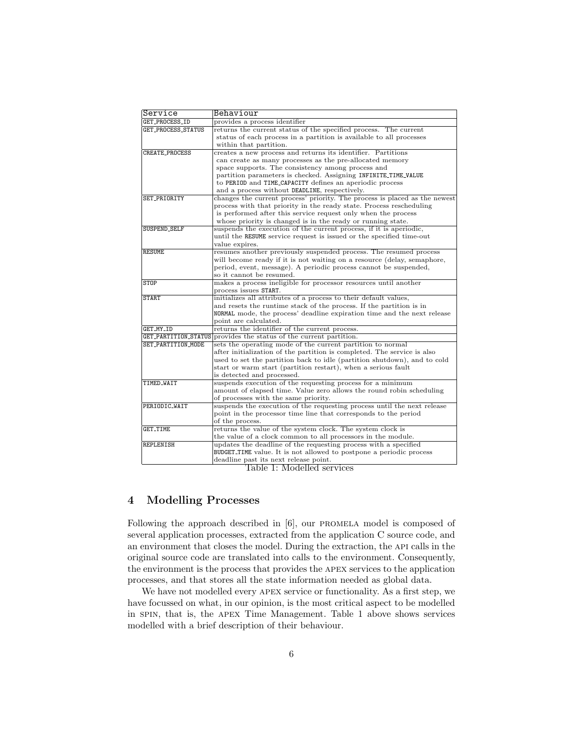| Service | Behaviour |
|---|---|
| GET_PROCESS_ID | provides a process identifier |
| GET_PROCESS_STATUS | returns the current status of the specified process. The current status of each process in a partition is available to all processes within that partition. |
| CREATE_PROCESS | creates a new process and returns its identifier. Partitions can create as many processes as the pre-allocated memory space supports. The consistency among process and partition parameters is checked. Assigning INFINITE_TIME_VALUE to PERIOD and TIME_CAPACITY defines an aperiodic process and a process without DEADLINE, respectively. |
| SET_PRIORITY | changes the current process' priority. The process is placed as the newest process with that priority in the ready state. Process rescheduling is performed after this service request only when the process whose priority is changed is in the ready or running state. |
| SUSPEND_SELF | suspends the execution of the current process, if it is aperiodic, until the RESUME service request is issued or the specified time-out value expires. |
| RESUME | resumes another previously suspended process. The resumed process will become ready if it is not waiting on a resource (delay, semaphore, period, event, message). A periodic process cannot be suspended, so it cannot be resumed. |
| STOP | makes a process ineligible for processor resources until another process issues START. |
| START | initializes all attributes of a process to their default values, and resets the runtime stack of the process. If the partition is in NORMAL mode, the process' deadline expiration time and the next release point are calculated. |
| GET_MY_ID | returns the identifier of the current process. |
| GET_PARTITION_STATUS | provides the status of the current partition. |
| SET_PARTITION_MODE | sets the operating mode of the current partition to normal after initialization of the partition is completed. The service is also used to set the partition back to idle (partition shutdown), and to cold start or warm start (partition restart), when a serious fault is detected and processed. |
| TIMED_WAIT | suspends execution of the requesting process for a minimum amount of elapsed time. Value zero allows the round robin scheduling of processes with the same priority. |
| PERIODIC_WAIT | suspends the execution of the requesting process until the next release point in the processor time line that corresponds to the period of the process. |
| GET_TIME | returns the value of the system clock. The system clock is the value of a clock common to all processors in the module. |
| REPLENISH | updates the deadline of the requesting process with a specified BUDGET_TIME value. It is not allowed to postpone a periodic process deadline past its next release point. |

Table 1: Modelled services

## 4 Modelling Processes

Following the approach described in [6], our PROMELA model is composed of several application processes, extracted from the application C source code, and an environment that closes the model. During the extraction, the API calls in the original source code are translated into calls to the environment. Consequently, the environment is the process that provides the APEX services to the application processes, and that stores all the state information needed as global data.

We have not modelled every APEX service or functionality. As a first step, we have focussed on what, in our opinion, is the most critical aspect to be modelled in SPIN, that is, the APEX Time Management. Table 1 above shows services modelled with a brief description of their behaviour.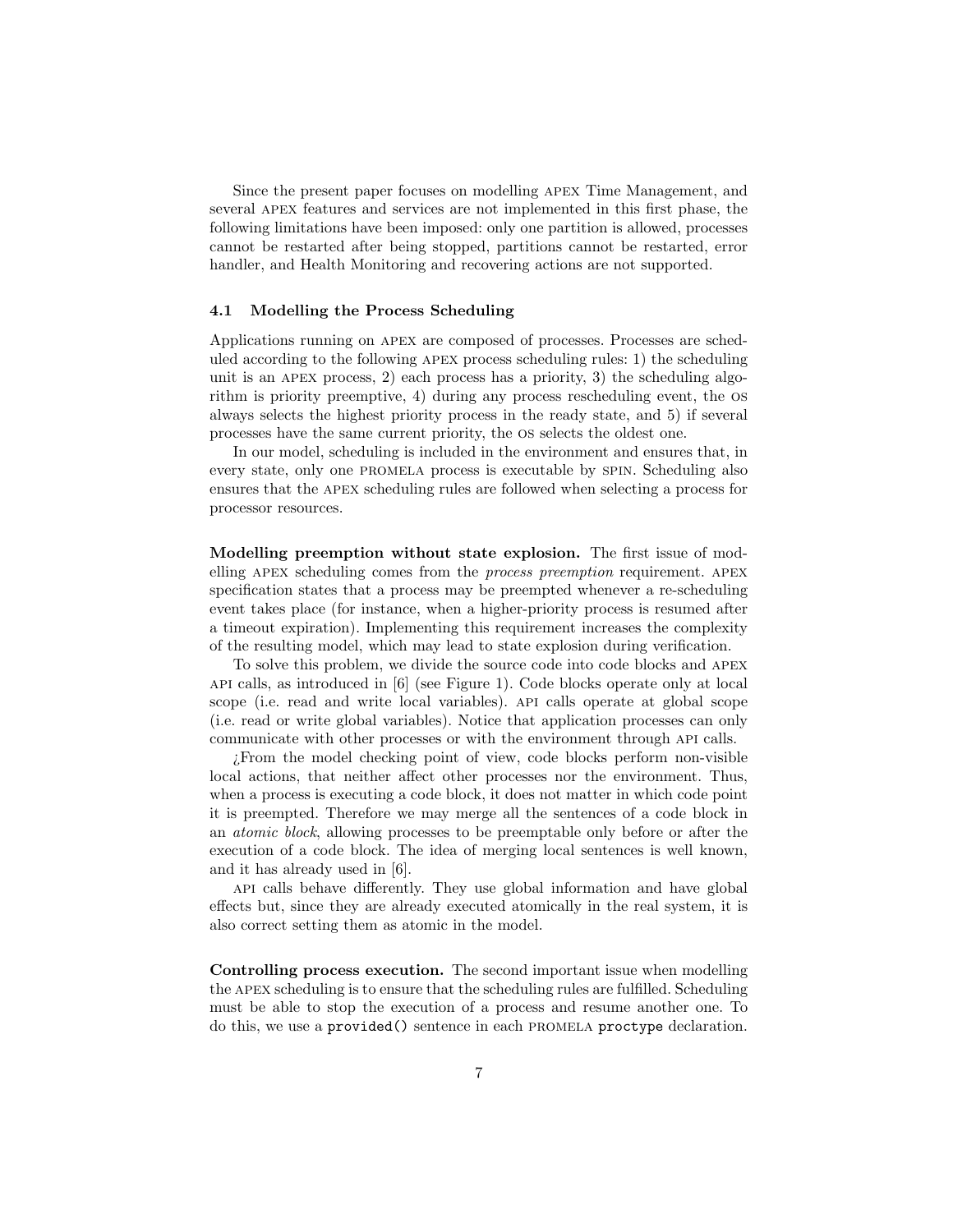Since the present paper focuses on modelling APEX Time Management, and several APEX features and services are not implemented in this first phase, the following limitations have been imposed: only one partition is allowed, processes cannot be restarted after being stopped, partitions cannot be restarted, error handler, and Health Monitoring and recovering actions are not supported.

### 4.1 Modelling the Process Scheduling

Applications running on APEX are composed of processes. Processes are scheduled according to the following APEX process scheduling rules: 1) the scheduling unit is an APEX process, 2) each process has a priority, 3) the scheduling algorithm is priority preemptive, 4) during any process rescheduling event, the OS always selects the highest priority process in the ready state, and 5) if several processes have the same current priority, the OS selects the oldest one.

In our model, scheduling is included in the environment and ensures that, in every state, only one PROMELA process is executable by SPIN. Scheduling also ensures that the APEX scheduling rules are followed when selecting a process for processor resources.

**Modelling preemption without state explosion.** The first issue of modelling APEX scheduling comes from the *process preemption* requirement. APEX specification states that a process may be preempted whenever a re-scheduling event takes place (for instance, when a higher-priority process is resumed after a timeout expiration). Implementing this requirement increases the complexity of the resulting model, which may lead to state explosion during verification.

To solve this problem, we divide the source code into code blocks and APEX API calls, as introduced in [6] (see Figure 1). Code blocks operate only at local scope (i.e. read and write local variables). API calls operate at global scope (i.e. read or write global variables). Notice that application processes can only communicate with other processes or with the environment through API calls.

¿From the model checking point of view, code blocks perform non-visible local actions, that neither affect other processes nor the environment. Thus, when a process is executing a code block, it does not matter in which code point it is preempted. Therefore we may merge all the sentences of a code block in an *atomic block*, allowing processes to be preemptable only before or after the execution of a code block. The idea of merging local sentences is well known, and it has already used in [6].

API calls behave differently. They use global information and have global effects but, since they are already executed atomically in the real system, it is also correct setting them as atomic in the model.

**Controlling process execution.** The second important issue when modelling the APEX scheduling is to ensure that the scheduling rules are fulfilled. Scheduling must be able to stop the execution of a process and resume another one. To do this, we use a `provided()` sentence in each PROMELA `proctype` declaration.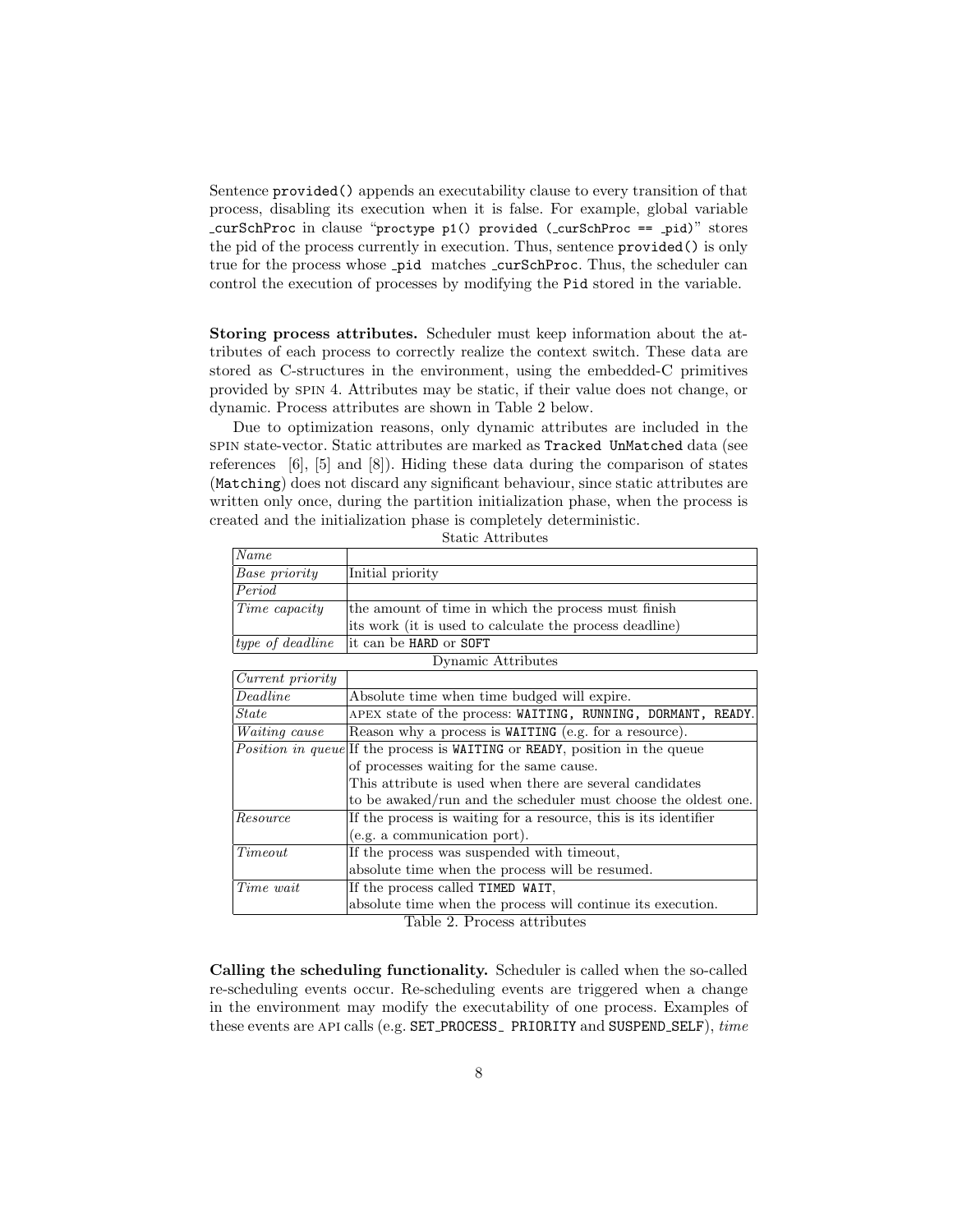Sentence `provided()` appends an executability clause to every transition of that process, disabling its execution when it is false. For example, global variable `_curSchProc` in clause "`proctype p1() provided (_curSchProc == _pid)`" stores the pid of the process currently in execution. Thus, sentence `provided()` is only true for the process whose `_pid` matches `_curSchProc`. Thus, the scheduler can control the execution of processes by modifying the `Pid` stored in the variable.

**Storing process attributes.** Scheduler must keep information about the attributes of each process to correctly realize the context switch. These data are stored as C-structures in the environment, using the embedded-C primitives provided by SPIN 4. Attributes may be static, if their value does not change, or dynamic. Process attributes are shown in Table 2 below.

Due to optimization reasons, only dynamic attributes are included in the SPIN state-vector. Static attributes are marked as `Tracked UnMatched` data (see references [6], [5] and [8]). Hiding these data during the comparison of states (`Matching`) does not discard any significant behaviour, since static attributes are written only once, during the partition initialization phase, when the process is created and the initialization phase is completely deterministic.

| Static Attributes | |
|---|---|
| *Name* | |
| *Base priority* | Initial priority |
| *Period* | |
| *Time capacity* | the amount of time in which the process must finish its work (it is used to calculate the process deadline) |
| *type of deadline* | it can be `HARD` or `SOFT` |
| **Dynamic Attributes** | |
| *Current priority* | |
| *Deadline* | Absolute time when time budged will expire. |
| *State* | APEX state of the process: `WAITING, RUNNING, DORMANT, READY`. |
| *Waiting cause* | Reason why a process is `WAITING` (e.g. for a resource). |
| *Position in queue* | If the process is `WAITING` or `READY`, position in the queue of processes waiting for the same cause. This attribute is used when there are several candidates to be awaked/run and the scheduler must choose the oldest one. |
| *Resource* | If the process is waiting for a resource, this is its identifier (e.g. a communication port). |
| *Timeout* | If the process was suspended with timeout, absolute time when the process will be resumed. |
| *Time wait* | If the process called `TIMED WAIT`, absolute time when the process will continue its execution. |

Table 2. Process attributes

**Calling the scheduling functionality.** Scheduler is called when the so-called re-scheduling events occur. Re-scheduling events are triggered when a change in the environment may modify the executability of one process. Examples of these events are API calls (e.g. `SET_PROCESS_ PRIORITY` and `SUSPEND_SELF`), *time*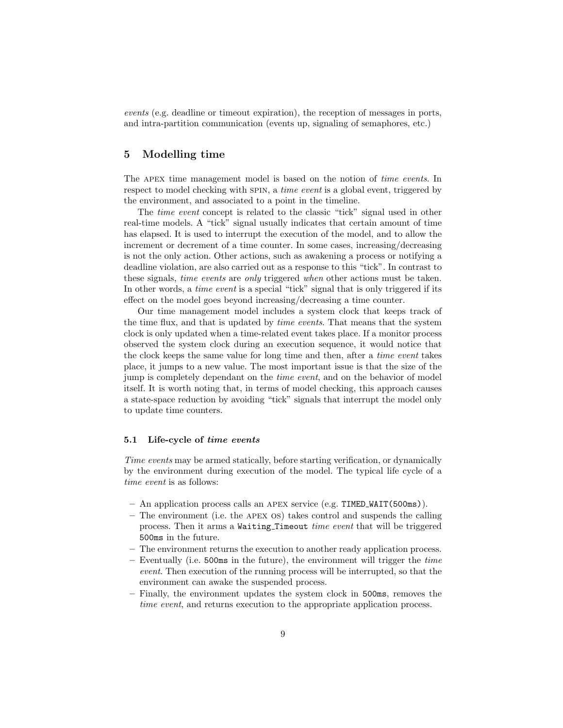*events* (e.g. deadline or timeout expiration), the reception of messages in ports, and intra-partition communication (events up, signaling of semaphores, etc.)

## 5 Modelling time

The APEX time management model is based on the notion of *time events*. In respect to model checking with SPIN, a *time event* is a global event, triggered by the environment, and associated to a point in the timeline.

The *time event* concept is related to the classic "tick" signal used in other real-time models. A "tick" signal usually indicates that certain amount of time has elapsed. It is used to interrupt the execution of the model, and to allow the increment or decrement of a time counter. In some cases, increasing/decreasing is not the only action. Other actions, such as awakening a process or notifying a deadline violation, are also carried out as a response to this "tick". In contrast to these signals, *time events* are *only* triggered *when* other actions must be taken. In other words, a *time event* is a special "tick" signal that is only triggered if its effect on the model goes beyond increasing/decreasing a time counter.

Our time management model includes a system clock that keeps track of the time flux, and that is updated by *time events*. That means that the system clock is only updated when a time-related event takes place. If a monitor process observed the system clock during an execution sequence, it would notice that the clock keeps the same value for long time and then, after a *time event* takes place, it jumps to a new value. The most important issue is that the size of the jump is completely dependant on the *time event*, and on the behavior of model itself. It is worth noting that, in terms of model checking, this approach causes a state-space reduction by avoiding "tick" signals that interrupt the model only to update time counters.

### 5.1 Life-cycle of *time events*

*Time events* may be armed statically, before starting verification, or dynamically by the environment during execution of the model. The typical life cycle of a *time event* is as follows:

- An application process calls an APEX service (e.g. `TIMED_WAIT(500ms)`).
- The environment (i.e. the APEX OS) takes control and suspends the calling process. Then it arms a `Waiting_Timeout` *time event* that will be triggered `500ms` in the future.
- The environment returns the execution to another ready application process.
- Eventually (i.e. `500ms` in the future), the environment will trigger the *time event*. Then execution of the running process will be interrupted, so that the environment can awake the suspended process.
- Finally, the environment updates the system clock in `500ms`, removes the *time event*, and returns execution to the appropriate application process.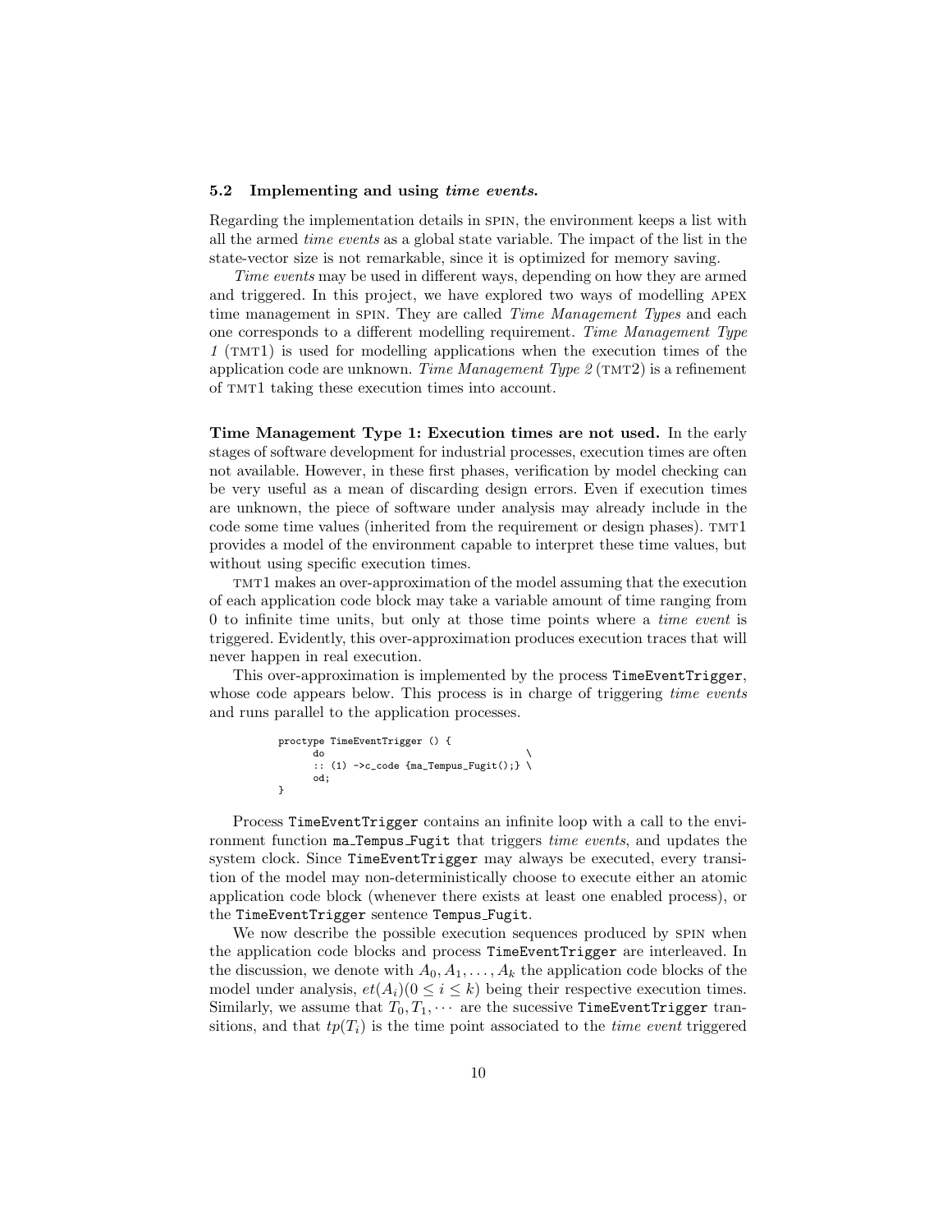### 5.2 Implementing and using *time events*.

Regarding the implementation details in SPIN, the environment keeps a list with all the armed *time events* as a global state variable. The impact of the list in the state-vector size is not remarkable, since it is optimized for memory saving.

*Time events* may be used in different ways, depending on how they are armed and triggered. In this project, we have explored two ways of modelling APEX time management in SPIN. They are called *Time Management Types* and each one corresponds to a different modelling requirement. *Time Management Type 1* (TMT1) is used for modelling applications when the execution times of the application code are unknown. *Time Management Type 2* (TMT2) is a refinement of TMT1 taking these execution times into account.

**Time Management Type 1: Execution times are not used.** In the early stages of software development for industrial processes, execution times are often not available. However, in these first phases, verification by model checking can be very useful as a mean of discarding design errors. Even if execution times are unknown, the piece of software under analysis may already include in the code some time values (inherited from the requirement or design phases). TMT1 provides a model of the environment capable to interpret these time values, but without using specific execution times.

TMT1 makes an over-approximation of the model assuming that the execution of each application code block may take a variable amount of time ranging from 0 to infinite time units, but only at those time points where a *time event* is triggered. Evidently, this over-approximation produces execution traces that will never happen in real execution.

This over-approximation is implemented by the process `TimeEventTrigger`, whose code appears below. This process is in charge of triggering *time events* and runs parallel to the application processes.

```
proctype TimeEventTrigger () {
      do                              \
      :: (1) ->c_code {ma_Tempus_Fugit();} \
      od;
}
```

Process `TimeEventTrigger` contains an infinite loop with a call to the environment function `ma_Tempus_Fugit` that triggers *time events*, and updates the system clock. Since `TimeEventTrigger` may always be executed, every transition of the model may non-deterministically choose to execute either an atomic application code block (whenever there exists at least one enabled process), or the `TimeEventTrigger` sentence `Tempus_Fugit`.

We now describe the possible execution sequences produced by SPIN when the application code blocks and process `TimeEventTrigger` are interleaved. In the discussion, we denote with $A_0, A_1, \ldots, A_k$ the application code blocks of the model under analysis, $et(A_i)(0 \leq i \leq k)$ being their respective execution times. Similarly, we assume that $T_0, T_1, \cdots$ are the sucessive `TimeEventTrigger` transitions, and that $tp(T_i)$ is the time point associated to the *time event* triggered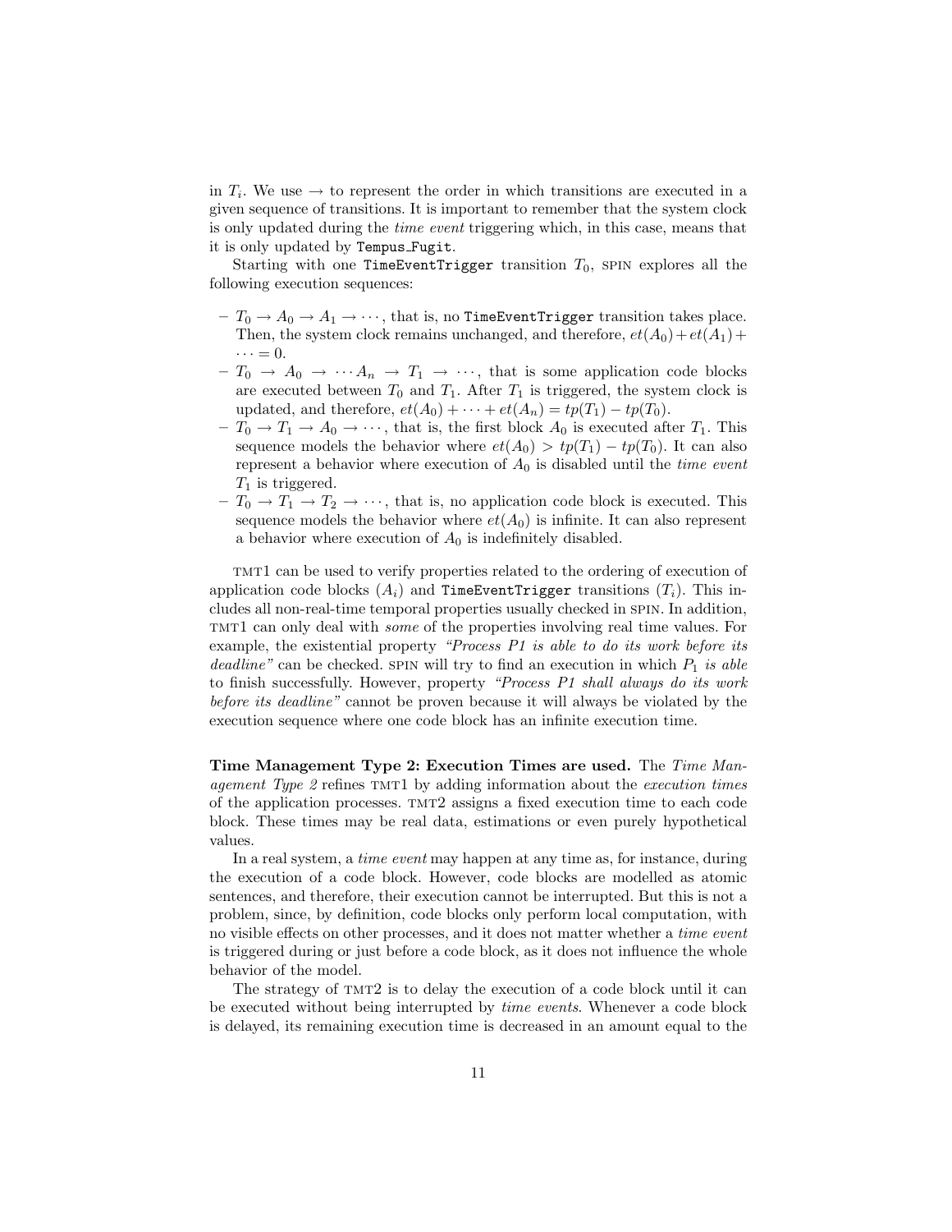in $T_i$. We use $\rightarrow$ to represent the order in which transitions are executed in a given sequence of transitions. It is important to remember that the system clock is only updated during the *time event* triggering which, in this case, means that it is only updated by `Tempus_Fugit`.

Starting with one `TimeEventTrigger` transition $T_0$, SPIN explores all the following execution sequences:

- $T_0 \rightarrow A_0 \rightarrow A_1 \rightarrow \cdots$, that is, no `TimeEventTrigger` transition takes place. Then, the system clock remains unchanged, and therefore, $et(A_0) + et(A_1) + \cdots = 0$.
- $T_0 \rightarrow A_0 \rightarrow \cdots A_n \rightarrow T_1 \rightarrow \cdots$, that is some application code blocks are executed between $T_0$ and $T_1$. After $T_1$ is triggered, the system clock is updated, and therefore, $et(A_0) + \cdots + et(A_n) = tp(T_1) - tp(T_0)$.
- $T_0 \rightarrow T_1 \rightarrow A_0 \rightarrow \cdots$, that is, the first block $A_0$ is executed after $T_1$. This sequence models the behavior where $et(A_0) > tp(T_1) - tp(T_0)$. It can also represent a behavior where execution of $A_0$ is disabled until the *time event* $T_1$ is triggered.
- $T_0 \rightarrow T_1 \rightarrow T_2 \rightarrow \cdots$, that is, no application code block is executed. This sequence models the behavior where $et(A_0)$ is infinite. It can also represent a behavior where execution of $A_0$ is indefinitely disabled.

TMT1 can be used to verify properties related to the ordering of execution of application code blocks ($A_i$) and `TimeEventTrigger` transitions ($T_i$). This includes all non-real-time temporal properties usually checked in SPIN. In addition, TMT1 can only deal with *some* of the properties involving real time values. For example, the existential property *"Process P1 is able to do its work before its deadline"* can be checked. SPIN will try to find an execution in which $P_1$ *is able* to finish successfully. However, property *"Process P1 shall always do its work before its deadline"* cannot be proven because it will always be violated by the execution sequence where one code block has an infinite execution time.

**Time Management Type 2: Execution Times are used.** The *Time Management Type 2* refines TMT1 by adding information about the *execution times* of the application processes. TMT2 assigns a fixed execution time to each code block. These times may be real data, estimations or even purely hypothetical values.

In a real system, a *time event* may happen at any time as, for instance, during the execution of a code block. However, code blocks are modelled as atomic sentences, and therefore, their execution cannot be interrupted. But this is not a problem, since, by definition, code blocks only perform local computation, with no visible effects on other processes, and it does not matter whether a *time event* is triggered during or just before a code block, as it does not influence the whole behavior of the model.

The strategy of TMT2 is to delay the execution of a code block until it can be executed without being interrupted by *time events*. Whenever a code block is delayed, its remaining execution time is decreased in an amount equal to the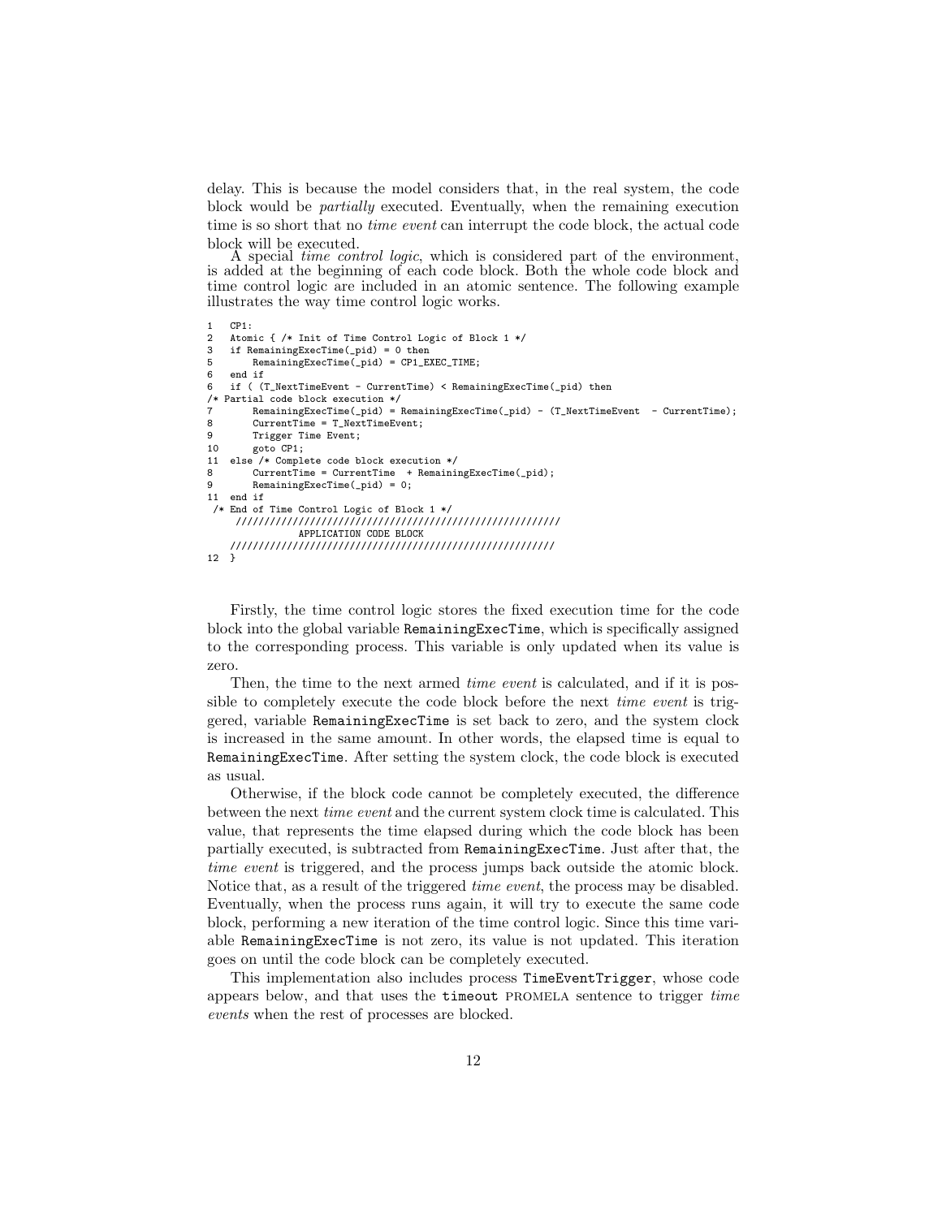delay. This is because the model considers that, in the real system, the code block would be *partially* executed. Eventually, when the remaining execution time is so short that no *time event* can interrupt the code block, the actual code block will be executed.

A special *time control logic*, which is considered part of the environment, is added at the beginning of each code block. Both the whole code block and time control logic are included in an atomic sentence. The following example illustrates the way time control logic works.

```
1   CP1:
2   Atomic { /* Init of Time Control Logic of Block 1 */
3   if RemainingExecTime(_pid) = 0 then
5       RemainingExecTime(_pid) = CP1_EXEC_TIME;
6   end if
6   if ( (T_NextTimeEvent - CurrentTime) < RemainingExecTime(_pid) then
/* Partial code block execution */
7       RemainingExecTime(_pid) = RemainingExecTime(_pid) - (T_NextTimeEvent  - CurrentTime);
8       CurrentTime = T_NextTimeEvent;
9       Trigger Time Event;
10      goto CP1;
11  else /* Complete code block execution */
8       CurrentTime = CurrentTime  + RemainingExecTime(_pid);
9       RemainingExecTime(_pid) = 0;
11  end if
 /* End of Time Control Logic of Block 1 */
     ////////////////////////////////////////////////////////
              APPLICATION CODE BLOCK
    ////////////////////////////////////////////////////////
12  }
```

Firstly, the time control logic stores the fixed execution time for the code block into the global variable `RemainingExecTime`, which is specifically assigned to the corresponding process. This variable is only updated when its value is zero.

Then, the time to the next armed *time event* is calculated, and if it is possible to completely execute the code block before the next *time event* is triggered, variable `RemainingExecTime` is set back to zero, and the system clock is increased in the same amount. In other words, the elapsed time is equal to `RemainingExecTime`. After setting the system clock, the code block is executed as usual.

Otherwise, if the block code cannot be completely executed, the difference between the next *time event* and the current system clock time is calculated. This value, that represents the time elapsed during which the code block has been partially executed, is subtracted from `RemainingExecTime`. Just after that, the *time event* is triggered, and the process jumps back outside the atomic block. Notice that, as a result of the triggered *time event*, the process may be disabled. Eventually, when the process runs again, it will try to execute the same code block, performing a new iteration of the time control logic. Since this time variable `RemainingExecTime` is not zero, its value is not updated. This iteration goes on until the code block can be completely executed.

This implementation also includes process `TimeEventTrigger`, whose code appears below, and that uses the `timeout` PROMELA sentence to trigger *time events* when the rest of processes are blocked.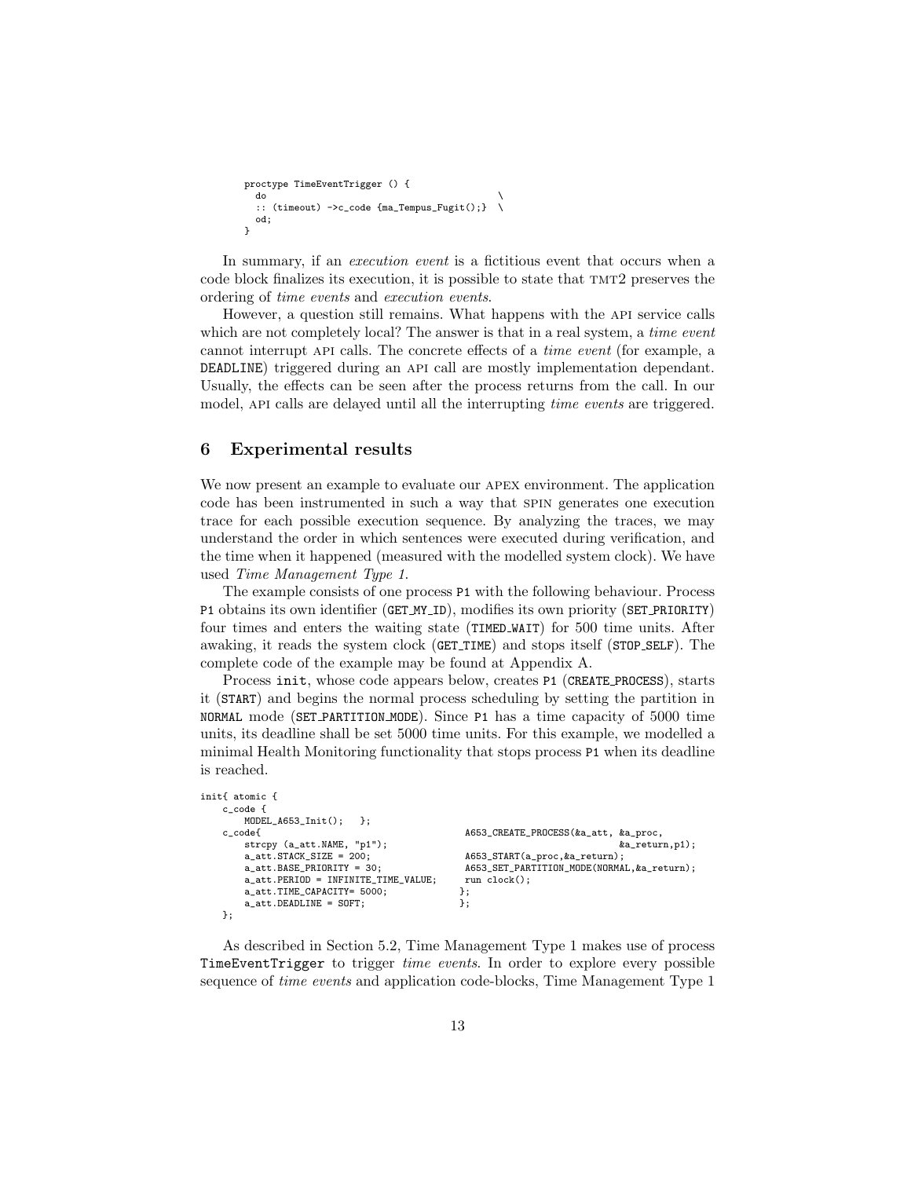```
proctype TimeEventTrigger () {
  do                                    \
  :: (timeout) ->c_code {ma_Tempus_Fugit();}  \
  od;
}
```

In summary, if an *execution event* is a fictitious event that occurs when a code block finalizes its execution, it is possible to state that TMT2 preserves the ordering of *time events* and *execution events*.

However, a question still remains. What happens with the API service calls which are not completely local? The answer is that in a real system, a *time event* cannot interrupt API calls. The concrete effects of a *time event* (for example, a DEADLINE) triggered during an API call are mostly implementation dependant. Usually, the effects can be seen after the process returns from the call. In our model, API calls are delayed until all the interrupting *time events* are triggered.

## 6 Experimental results

We now present an example to evaluate our APEX environment. The application code has been instrumented in such a way that SPIN generates one execution trace for each possible execution sequence. By analyzing the traces, we may understand the order in which sentences were executed during verification, and the time when it happened (measured with the modelled system clock). We have used *Time Management Type 1*.

The example consists of one process P1 with the following behaviour. Process P1 obtains its own identifier (GET_MY_ID), modifies its own priority (SET_PRIORITY) four times and enters the waiting state (TIMED_WAIT) for 500 time units. After awaking, it reads the system clock (GET_TIME) and stops itself (STOP_SELF). The complete code of the example may be found at Appendix A.

Process init, whose code appears below, creates P1 (CREATE_PROCESS), starts it (START) and begins the normal process scheduling by setting the partition in NORMAL mode (SET_PARTITION_MODE). Since P1 has a time capacity of 5000 time units, its deadline shall be set 5000 time units. For this example, we modelled a minimal Health Monitoring functionality that stops process P1 when its deadline is reached.

```
init{ atomic {
    c_code {
        MODEL_A653_Init();   };
    c_code{
        strcpy (a_att.NAME, "p1");
        a_att.STACK_SIZE = 200;
        a_att.BASE_PRIORITY = 30;
        a_att.PERIOD = INFINITE_TIME_VALUE;
        a_att.TIME_CAPACITY= 5000;
        a_att.DEADLINE = SOFT;
        A653_CREATE_PROCESS(&a_att, &a_proc,
                                        &a_return,p1);
        A653_START(a_proc,&a_return);
        A653_SET_PARTITION_MODE(NORMAL,&a_return);
        run clock();
        };
        };
    };
```

As described in Section 5.2, Time Management Type 1 makes use of process TimeEventTrigger to trigger *time events*. In order to explore every possible sequence of *time events* and application code-blocks, Time Management Type 1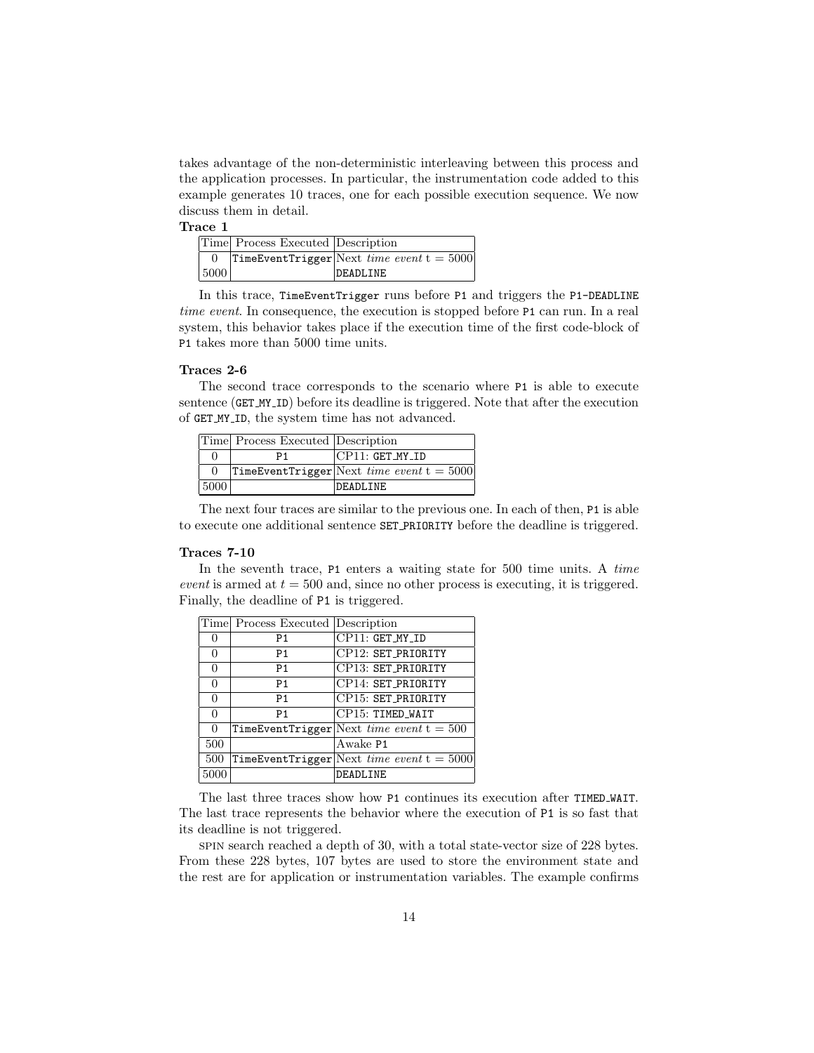takes advantage of the non-deterministic interleaving between this process and the application processes. In particular, the instrumentation code added to this example generates 10 traces, one for each possible execution sequence. We now discuss them in detail.

**Trace 1**

| Time | Process Executed | Description |
|---|---|---|
| 0 | TimeEventTrigger | Next *time event* t = 5000 |
| 5000 | | DEADLINE |

In this trace, TimeEventTrigger runs before P1 and triggers the P1-DEADLINE *time event*. In consequence, the execution is stopped before P1 can run. In a real system, this behavior takes place if the execution time of the first code-block of P1 takes more than 5000 time units.

**Traces 2-6**

The second trace corresponds to the scenario where P1 is able to execute sentence (GET_MY_ID) before its deadline is triggered. Note that after the execution of GET_MY_ID, the system time has not advanced.

| Time | Process Executed | Description |
|---|---|---|
| 0 | P1 | CP11: GET_MY_ID |
| 0 | TimeEventTrigger | Next *time event* t = 5000 |
| 5000 | | DEADLINE |

The next four traces are similar to the previous one. In each of then, P1 is able to execute one additional sentence SET_PRIORITY before the deadline is triggered.

**Traces 7-10**

In the seventh trace, P1 enters a waiting state for 500 time units. A *time event* is armed at $t = 500$ and, since no other process is executing, it is triggered. Finally, the deadline of P1 is triggered.

| Time | Process Executed | Description |
|---|---|---|
| 0 | P1 | CP11: GET_MY_ID |
| 0 | P1 | CP12: SET_PRIORITY |
| 0 | P1 | CP13: SET_PRIORITY |
| 0 | P1 | CP14: SET_PRIORITY |
| 0 | P1 | CP15: SET_PRIORITY |
| 0 | P1 | CP15: TIMED_WAIT |
| 0 | TimeEventTrigger | Next *time event* t = 500 |
| 500 | | Awake P1 |
| 500 | TimeEventTrigger | Next *time event* t = 5000 |
| 5000 | | DEADLINE |

The last three traces show how P1 continues its execution after TIMED_WAIT. The last trace represents the behavior where the execution of P1 is so fast that its deadline is not triggered.

SPIN search reached a depth of 30, with a total state-vector size of 228 bytes. From these 228 bytes, 107 bytes are used to store the environment state and the rest are for application or instrumentation variables. The example confirms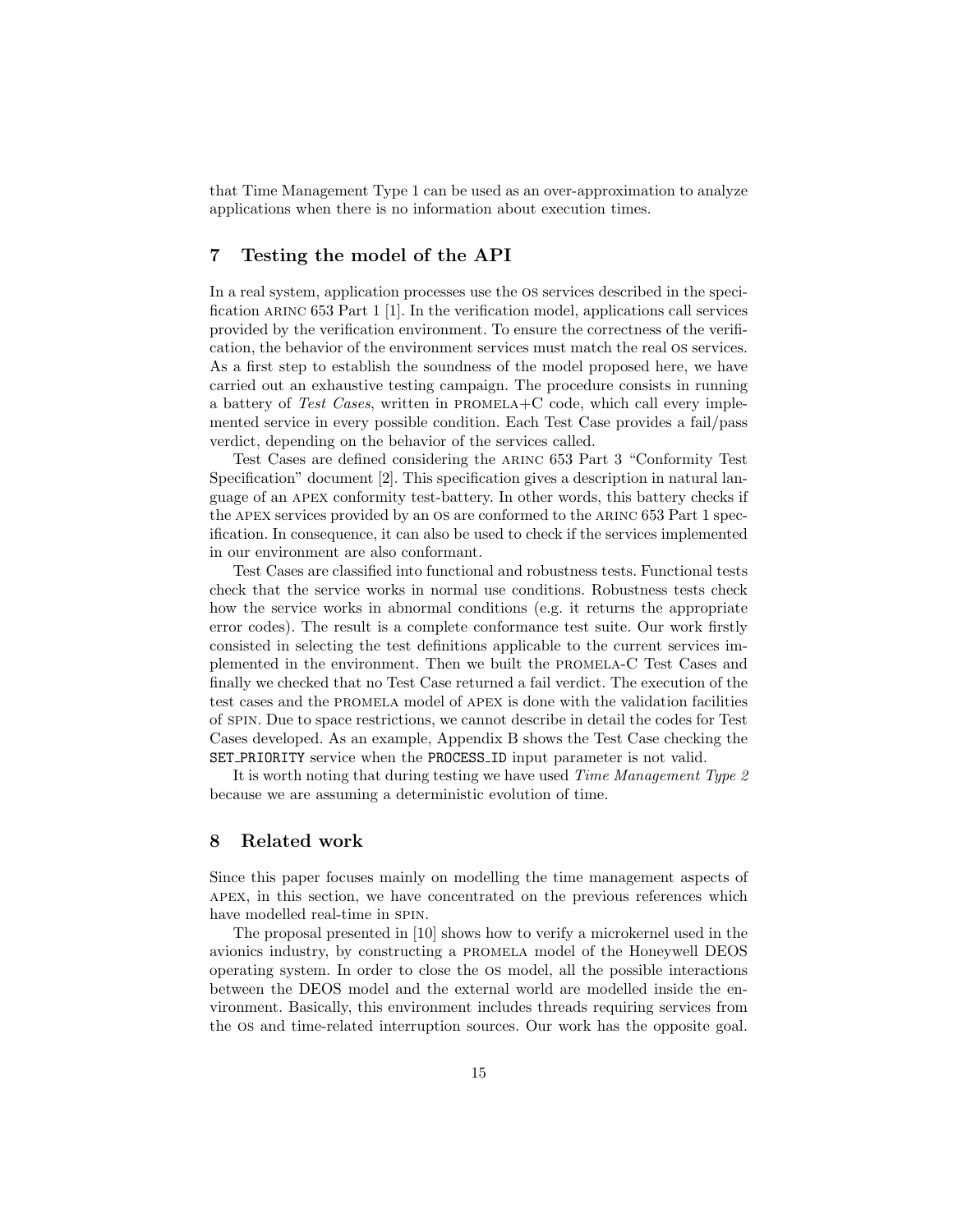that Time Management Type 1 can be used as an over-approximation to analyze applications when there is no information about execution times.

## 7 Testing the model of the API

In a real system, application processes use the OS services described in the specification ARINC 653 Part 1 [1]. In the verification model, applications call services provided by the verification environment. To ensure the correctness of the verification, the behavior of the environment services must match the real OS services. As a first step to establish the soundness of the model proposed here, we have carried out an exhaustive testing campaign. The procedure consists in running a battery of *Test Cases*, written in PROMELA+C code, which call every implemented service in every possible condition. Each Test Case provides a fail/pass verdict, depending on the behavior of the services called.

Test Cases are defined considering the ARINC 653 Part 3 "Conformity Test Specification" document [2]. This specification gives a description in natural language of an APEX conformity test-battery. In other words, this battery checks if the APEX services provided by an OS are conformed to the ARINC 653 Part 1 specification. In consequence, it can also be used to check if the services implemented in our environment are also conformant.

Test Cases are classified into functional and robustness tests. Functional tests check that the service works in normal use conditions. Robustness tests check how the service works in abnormal conditions (e.g. it returns the appropriate error codes). The result is a complete conformance test suite. Our work firstly consisted in selecting the test definitions applicable to the current services implemented in the environment. Then we built the PROMELA-C Test Cases and finally we checked that no Test Case returned a fail verdict. The execution of the test cases and the PROMELA model of APEX is done with the validation facilities of SPIN. Due to space restrictions, we cannot describe in detail the codes for Test Cases developed. As an example, Appendix B shows the Test Case checking the `SET_PRIORITY` service when the `PROCESS_ID` input parameter is not valid.

It is worth noting that during testing we have used *Time Management Type 2* because we are assuming a deterministic evolution of time.

## 8 Related work

Since this paper focuses mainly on modelling the time management aspects of APEX, in this section, we have concentrated on the previous references which have modelled real-time in SPIN.

The proposal presented in [10] shows how to verify a microkernel used in the avionics industry, by constructing a PROMELA model of the Honeywell DEOS operating system. In order to close the OS model, all the possible interactions between the DEOS model and the external world are modelled inside the environment. Basically, this environment includes threads requiring services from the OS and time-related interruption sources. Our work has the opposite goal.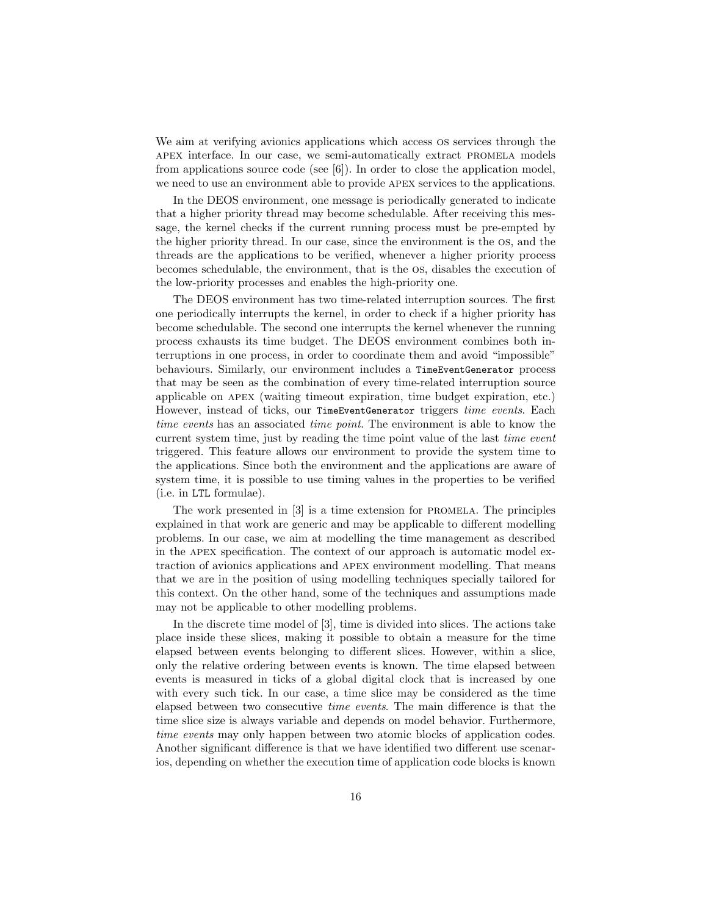We aim at verifying avionics applications which access OS services through the APEX interface. In our case, we semi-automatically extract PROMELA models from applications source code (see [6]). In order to close the application model, we need to use an environment able to provide APEX services to the applications.

In the DEOS environment, one message is periodically generated to indicate that a higher priority thread may become schedulable. After receiving this message, the kernel checks if the current running process must be pre-empted by the higher priority thread. In our case, since the environment is the OS, and the threads are the applications to be verified, whenever a higher priority process becomes schedulable, the environment, that is the OS, disables the execution of the low-priority processes and enables the high-priority one.

The DEOS environment has two time-related interruption sources. The first one periodically interrupts the kernel, in order to check if a higher priority has become schedulable. The second one interrupts the kernel whenever the running process exhausts its time budget. The DEOS environment combines both interruptions in one process, in order to coordinate them and avoid "impossible" behaviours. Similarly, our environment includes a `TimeEventGenerator` process that may be seen as the combination of every time-related interruption source applicable on APEX (waiting timeout expiration, time budget expiration, etc.) However, instead of ticks, our `TimeEventGenerator` triggers *time events*. Each *time events* has an associated *time point*. The environment is able to know the current system time, just by reading the time point value of the last *time event* triggered. This feature allows our environment to provide the system time to the applications. Since both the environment and the applications are aware of system time, it is possible to use timing values in the properties to be verified (i.e. in `LTL` formulae).

The work presented in [3] is a time extension for PROMELA. The principles explained in that work are generic and may be applicable to different modelling problems. In our case, we aim at modelling the time management as described in the APEX specification. The context of our approach is automatic model extraction of avionics applications and APEX environment modelling. That means that we are in the position of using modelling techniques specially tailored for this context. On the other hand, some of the techniques and assumptions made may not be applicable to other modelling problems.

In the discrete time model of [3], time is divided into slices. The actions take place inside these slices, making it possible to obtain a measure for the time elapsed between events belonging to different slices. However, within a slice, only the relative ordering between events is known. The time elapsed between events is measured in ticks of a global digital clock that is increased by one with every such tick. In our case, a time slice may be considered as the time elapsed between two consecutive *time events*. The main difference is that the time slice size is always variable and depends on model behavior. Furthermore, *time events* may only happen between two atomic blocks of application codes. Another significant difference is that we have identified two different use scenarios, depending on whether the execution time of application code blocks is known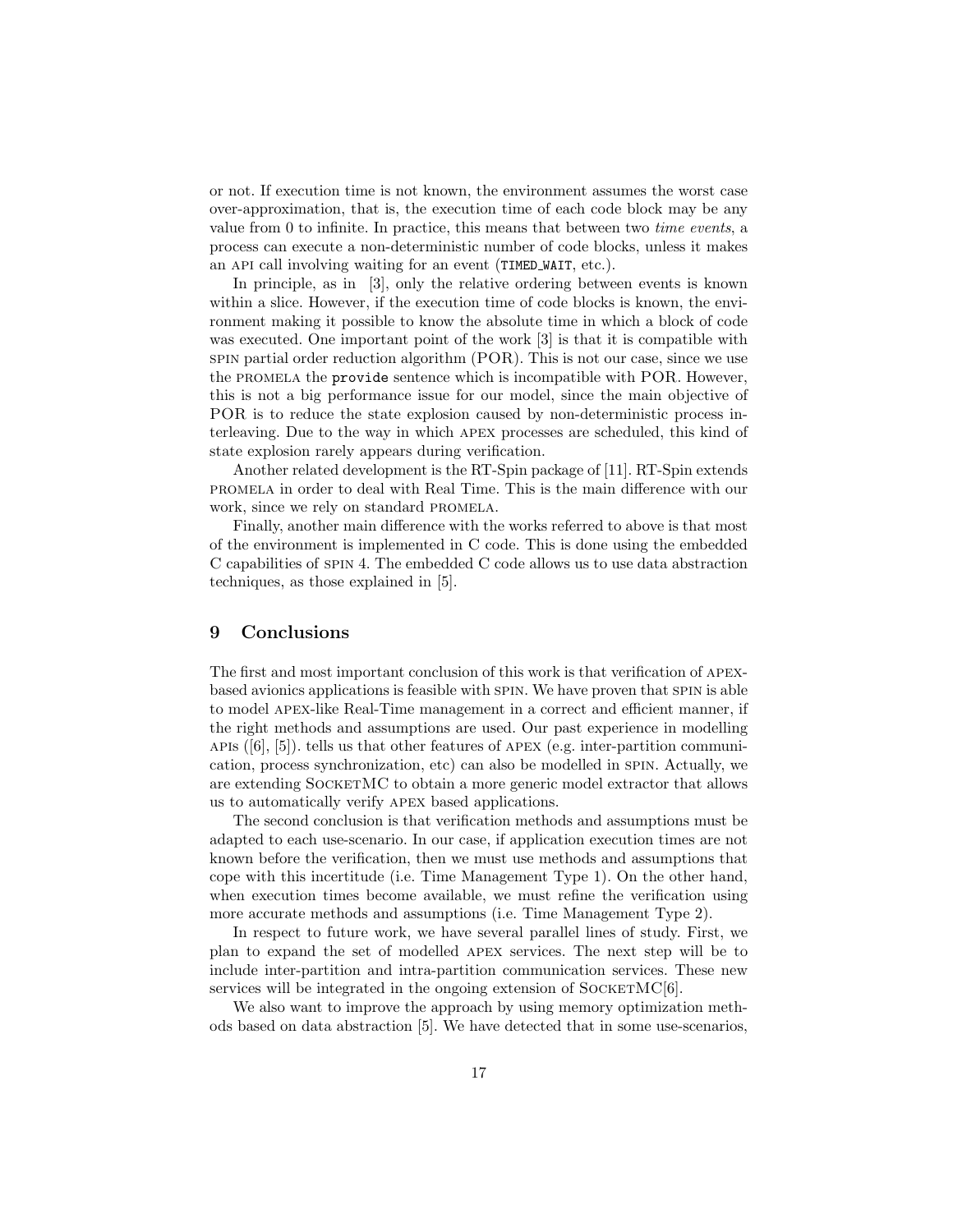or not. If execution time is not known, the environment assumes the worst case over-approximation, that is, the execution time of each code block may be any value from 0 to infinite. In practice, this means that between two *time events*, a process can execute a non-deterministic number of code blocks, unless it makes an API call involving waiting for an event (TIMED_WAIT, etc.).

In principle, as in [3], only the relative ordering between events is known within a slice. However, if the execution time of code blocks is known, the environment making it possible to know the absolute time in which a block of code was executed. One important point of the work [3] is that it is compatible with SPIN partial order reduction algorithm (POR). This is not our case, since we use the PROMELA the `provide` sentence which is incompatible with POR. However, this is not a big performance issue for our model, since the main objective of POR is to reduce the state explosion caused by non-deterministic process interleaving. Due to the way in which APEX processes are scheduled, this kind of state explosion rarely appears during verification.

Another related development is the RT-Spin package of [11]. RT-Spin extends PROMELA in order to deal with Real Time. This is the main difference with our work, since we rely on standard PROMELA.

Finally, another main difference with the works referred to above is that most of the environment is implemented in C code. This is done using the embedded C capabilities of SPIN 4. The embedded C code allows us to use data abstraction techniques, as those explained in [5].

## 9 Conclusions

The first and most important conclusion of this work is that verification of APEX-based avionics applications is feasible with SPIN. We have proven that SPIN is able to model APEX-like Real-Time management in a correct and efficient manner, if the right methods and assumptions are used. Our past experience in modelling APIS ([6], [5]). tells us that other features of APEX (e.g. inter-partition communication, process synchronization, etc) can also be modelled in SPIN. Actually, we are extending SOCKETMC to obtain a more generic model extractor that allows us to automatically verify APEX based applications.

The second conclusion is that verification methods and assumptions must be adapted to each use-scenario. In our case, if application execution times are not known before the verification, then we must use methods and assumptions that cope with this incertitude (i.e. Time Management Type 1). On the other hand, when execution times become available, we must refine the verification using more accurate methods and assumptions (i.e. Time Management Type 2).

In respect to future work, we have several parallel lines of study. First, we plan to expand the set of modelled APEX services. The next step will be to include inter-partition and intra-partition communication services. These new services will be integrated in the ongoing extension of SOCKETMC[6].

We also want to improve the approach by using memory optimization methods based on data abstraction [5]. We have detected that in some use-scenarios,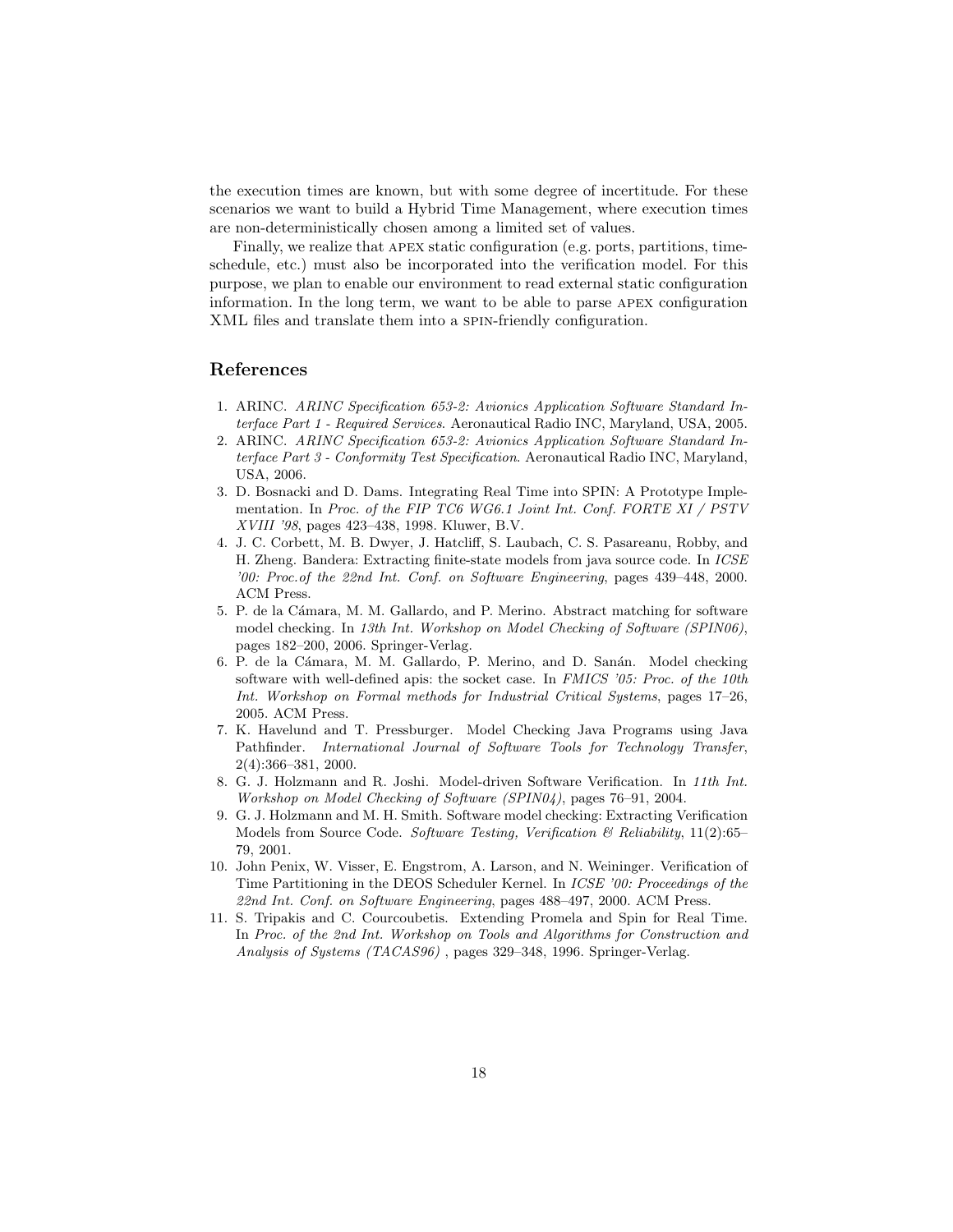the execution times are known, but with some degree of incertitude. For these scenarios we want to build a Hybrid Time Management, where execution times are non-deterministically chosen among a limited set of values.

Finally, we realize that APEX static configuration (e.g. ports, partitions, time-schedule, etc.) must also be incorporated into the verification model. For this purpose, we plan to enable our environment to read external static configuration information. In the long term, we want to be able to parse APEX configuration XML files and translate them into a SPIN-friendly configuration.

## References

1. ARINC. *ARINC Specification 653-2: Avionics Application Software Standard Interface Part 1 - Required Services*. Aeronautical Radio INC, Maryland, USA, 2005.
2. ARINC. *ARINC Specification 653-2: Avionics Application Software Standard Interface Part 3 - Conformity Test Specification*. Aeronautical Radio INC, Maryland, USA, 2006.
3. D. Bosnacki and D. Dams. Integrating Real Time into SPIN: A Prototype Implementation. In *Proc. of the FIP TC6 WG6.1 Joint Int. Conf. FORTE XI / PSTV XVIII '98*, pages 423–438, 1998. Kluwer, B.V.
4. J. C. Corbett, M. B. Dwyer, J. Hatcliff, S. Laubach, C. S. Pasareanu, Robby, and H. Zheng. Bandera: Extracting finite-state models from java source code. In *ICSE '00: Proc.of the 22nd Int. Conf. on Software Engineering*, pages 439–448, 2000. ACM Press.
5. P. de la Cámara, M. M. Gallardo, and P. Merino. Abstract matching for software model checking. In *13th Int. Workshop on Model Checking of Software (SPIN06)*, pages 182–200, 2006. Springer-Verlag.
6. P. de la Cámara, M. M. Gallardo, P. Merino, and D. Sanán. Model checking software with well-defined apis: the socket case. In *FMICS '05: Proc. of the 10th Int. Workshop on Formal methods for Industrial Critical Systems*, pages 17–26, 2005. ACM Press.
7. K. Havelund and T. Pressburger. Model Checking Java Programs using Java Pathfinder. *International Journal of Software Tools for Technology Transfer*, 2(4):366–381, 2000.
8. G. J. Holzmann and R. Joshi. Model-driven Software Verification. In *11th Int. Workshop on Model Checking of Software (SPIN04)*, pages 76–91, 2004.
9. G. J. Holzmann and M. H. Smith. Software model checking: Extracting Verification Models from Source Code. *Software Testing, Verification & Reliability*, 11(2):65–79, 2001.
10. John Penix, W. Visser, E. Engstrom, A. Larson, and N. Weininger. Verification of Time Partitioning in the DEOS Scheduler Kernel. In *ICSE '00: Proceedings of the 22nd Int. Conf. on Software Engineering*, pages 488–497, 2000. ACM Press.
11. S. Tripakis and C. Courcoubetis. Extending Promela and Spin for Real Time. In *Proc. of the 2nd Int. Workshop on Tools and Algorithms for Construction and Analysis of Systems (TACAS96)* , pages 329–348, 1996. Springer-Verlag.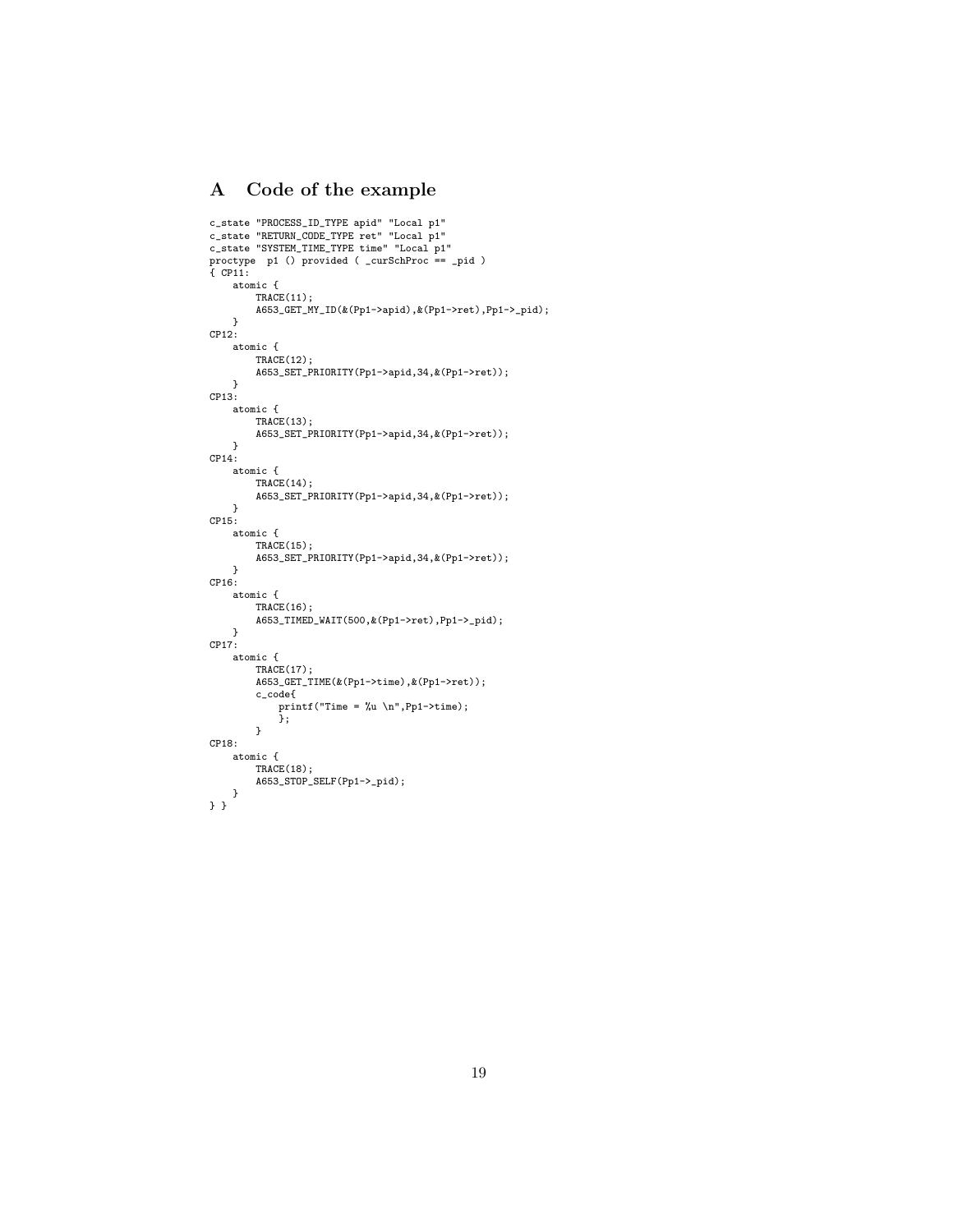## A Code of the example

```
c_state "PROCESS_ID_TYPE apid" "Local p1"
c_state "RETURN_CODE_TYPE ret" "Local p1"
c_state "SYSTEM_TIME_TYPE time" "Local p1"
proctype  p1 () provided ( _curSchProc == _pid )
{ CP11:
    atomic {
        TRACE(11);
        A653_GET_MY_ID(&(Pp1->apid),&(Pp1->ret),Pp1->_pid);
    }
CP12:
    atomic {
        TRACE(12);
        A653_SET_PRIORITY(Pp1->apid,34,&(Pp1->ret));
    }
CP13:
    atomic {
        TRACE(13);
        A653_SET_PRIORITY(Pp1->apid,34,&(Pp1->ret));
    }
CP14:
    atomic {
        TRACE(14);
        A653_SET_PRIORITY(Pp1->apid,34,&(Pp1->ret));
    }
CP15:
    atomic {
        TRACE(15);
        A653_SET_PRIORITY(Pp1->apid,34,&(Pp1->ret));
    }
CP16:
    atomic {
        TRACE(16);
        A653_TIMED_WAIT(500,&(Pp1->ret),Pp1->_pid);
    }
CP17:
    atomic {
        TRACE(17);
        A653_GET_TIME(&(Pp1->time),&(Pp1->ret));
        c_code{
            printf("Time = %u \n",Pp1->time);
            };
        }
CP18:
    atomic {
        TRACE(18);
        A653_STOP_SELF(Pp1->_pid);
    }
} }
```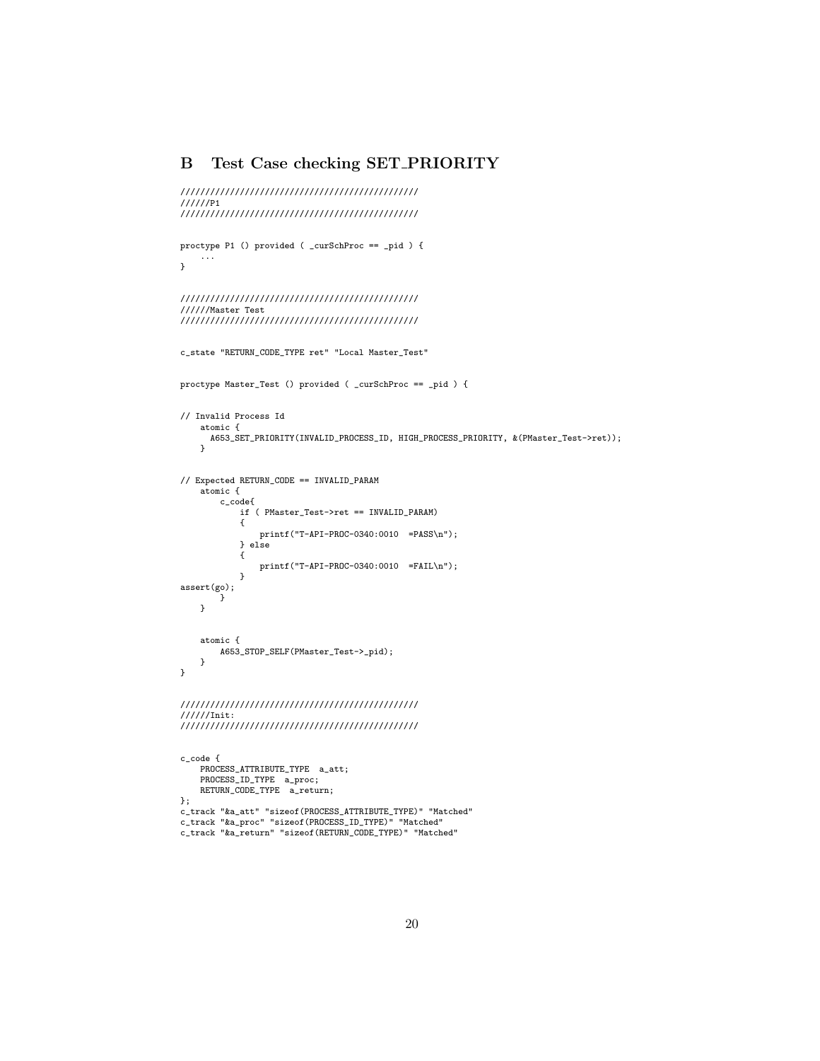## B Test Case checking SET_PRIORITY

```
///////////////////////////////////////////////
//////P1
///////////////////////////////////////////////


proctype P1 () provided ( _curSchProc == _pid ) {
    ...
}


///////////////////////////////////////////////
//////Master Test
///////////////////////////////////////////////


c_state "RETURN_CODE_TYPE ret" "Local Master_Test"


proctype Master_Test () provided ( _curSchProc == _pid ) {


// Invalid Process Id
    atomic {
      A653_SET_PRIORITY(INVALID_PROCESS_ID, HIGH_PROCESS_PRIORITY, &(PMaster_Test->ret));
    }


// Expected RETURN_CODE == INVALID_PARAM
    atomic {
        c_code{
            if ( PMaster_Test->ret == INVALID_PARAM)
            {
                printf("T-API-PROC-0340:0010  =PASS\n");
            } else
            {
                printf("T-API-PROC-0340:0010  =FAIL\n");
            }
assert(go);
        }
    }


    atomic {
        A653_STOP_SELF(PMaster_Test->_pid);
    }
}


///////////////////////////////////////////////
//////Init:
///////////////////////////////////////////////


c_code {
    PROCESS_ATTRIBUTE_TYPE  a_att;
    PROCESS_ID_TYPE  a_proc;
    RETURN_CODE_TYPE  a_return;
};
c_track "&a_att" "sizeof(PROCESS_ATTRIBUTE_TYPE)" "Matched"
c_track "&a_proc" "sizeof(PROCESS_ID_TYPE)" "Matched"
c_track "&a_return" "sizeof(RETURN_CODE_TYPE)" "Matched"
```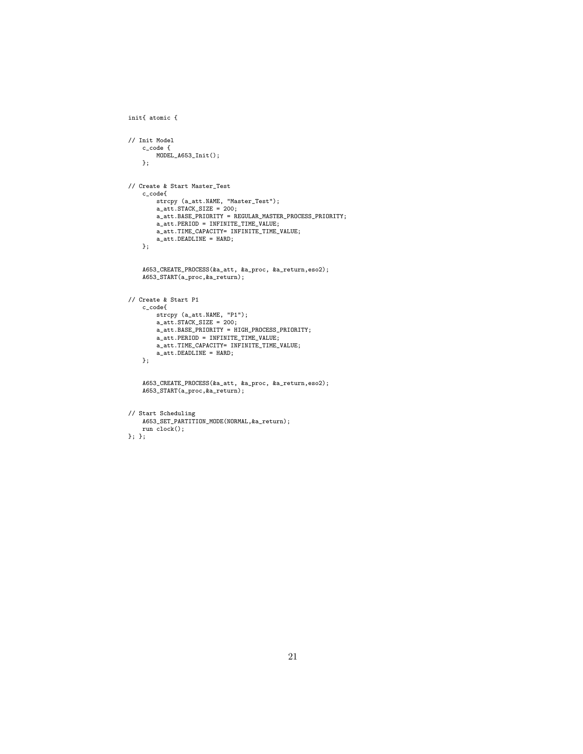```
init{ atomic {


// Init Model
    c_code {
        MODEL_A653_Init();
    };


// Create & Start Master_Test
    c_code{
        strcpy (a_att.NAME, "Master_Test");
        a_att.STACK_SIZE = 200;
        a_att.BASE_PRIORITY = REGULAR_MASTER_PROCESS_PRIORITY;
        a_att.PERIOD = INFINITE_TIME_VALUE;
        a_att.TIME_CAPACITY= INFINITE_TIME_VALUE;
        a_att.DEADLINE = HARD;
    };


    A653_CREATE_PROCESS(&a_att, &a_proc, &a_return,eso2);
    A653_START(a_proc,&a_return);


// Create & Start P1
    c_code{
        strcpy (a_att.NAME, "P1");
        a_att.STACK_SIZE = 200;
        a_att.BASE_PRIORITY = HIGH_PROCESS_PRIORITY;
        a_att.PERIOD = INFINITE_TIME_VALUE;
        a_att.TIME_CAPACITY= INFINITE_TIME_VALUE;
        a_att.DEADLINE = HARD;
    };


    A653_CREATE_PROCESS(&a_att, &a_proc, &a_return,eso2);
    A653_START(a_proc,&a_return);


// Start Scheduling
    A653_SET_PARTITION_MODE(NORMAL,&a_return);
    run clock();
}; };
```